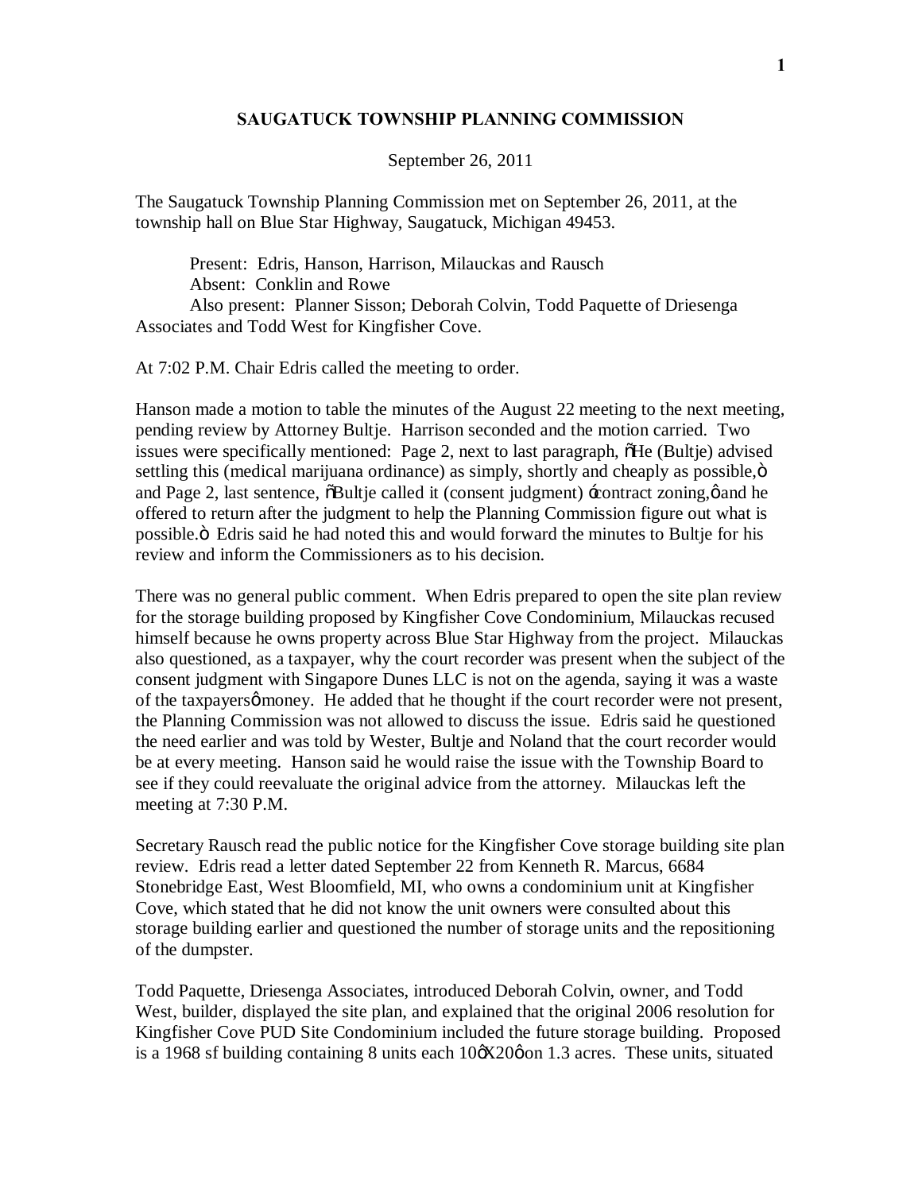## SAUGATUCK TOWNSHIP PLANNING COMMISSION

September 26, 2011

The Saugatuck Township Planning Commission met on September 26, 2011, at the township hall on Blue Star Highway, Saugatuck, Michigan 49453.

Present: Edris, Hanson, Harrison, Milauckas and Rausch
Absent: Conklin and Rowe
Also present: Planner Sisson; Deborah Colvin, Todd Paquette of Driesenga Associates and Todd West for Kingfisher Cove.

At 7:02 P.M. Chair Edris called the meeting to order.

Hanson made a motion to table the minutes of the August 22 meeting to the next meeting, pending review by Attorney Bultje. Harrison seconded and the motion carried. Two issues were specifically mentioned: Page 2, next to last paragraph, "He (Bultje) advised settling this (medical marijuana ordinance) as simply, shortly and cheaply as possible," and Page 2, last sentence, "Bultje called it (consent judgment) 'contract zoning,' and he offered to return after the judgment to help the Planning Commission figure out what is possible." Edris said he had noted this and would forward the minutes to Bultje for his review and inform the Commissioners as to his decision.

There was no general public comment. When Edris prepared to open the site plan review for the storage building proposed by Kingfisher Cove Condominium, Milauckas recused himself because he owns property across Blue Star Highway from the project. Milauckas also questioned, as a taxpayer, why the court recorder was present when the subject of the consent judgment with Singapore Dunes LLC is not on the agenda, saying it was a waste of the taxpayers' money. He added that he thought if the court recorder were not present, the Planning Commission was not allowed to discuss the issue. Edris said he questioned the need earlier and was told by Wester, Bultje and Noland that the court recorder would be at every meeting. Hanson said he would raise the issue with the Township Board to see if they could reevaluate the original advice from the attorney. Milauckas left the meeting at 7:30 P.M.

Secretary Rausch read the public notice for the Kingfisher Cove storage building site plan review. Edris read a letter dated September 22 from Kenneth R. Marcus, 6684 Stonebridge East, West Bloomfield, MI, who owns a condominium unit at Kingfisher Cove, which stated that he did not know the unit owners were consulted about this storage building earlier and questioned the number of storage units and the repositioning of the dumpster.

Todd Paquette, Driesenga Associates, introduced Deborah Colvin, owner, and Todd West, builder, displayed the site plan, and explained that the original 2006 resolution for Kingfisher Cove PUD Site Condominium included the future storage building. Proposed is a 1968 sf building containing 8 units each 10'X20' on 1.3 acres. These units, situated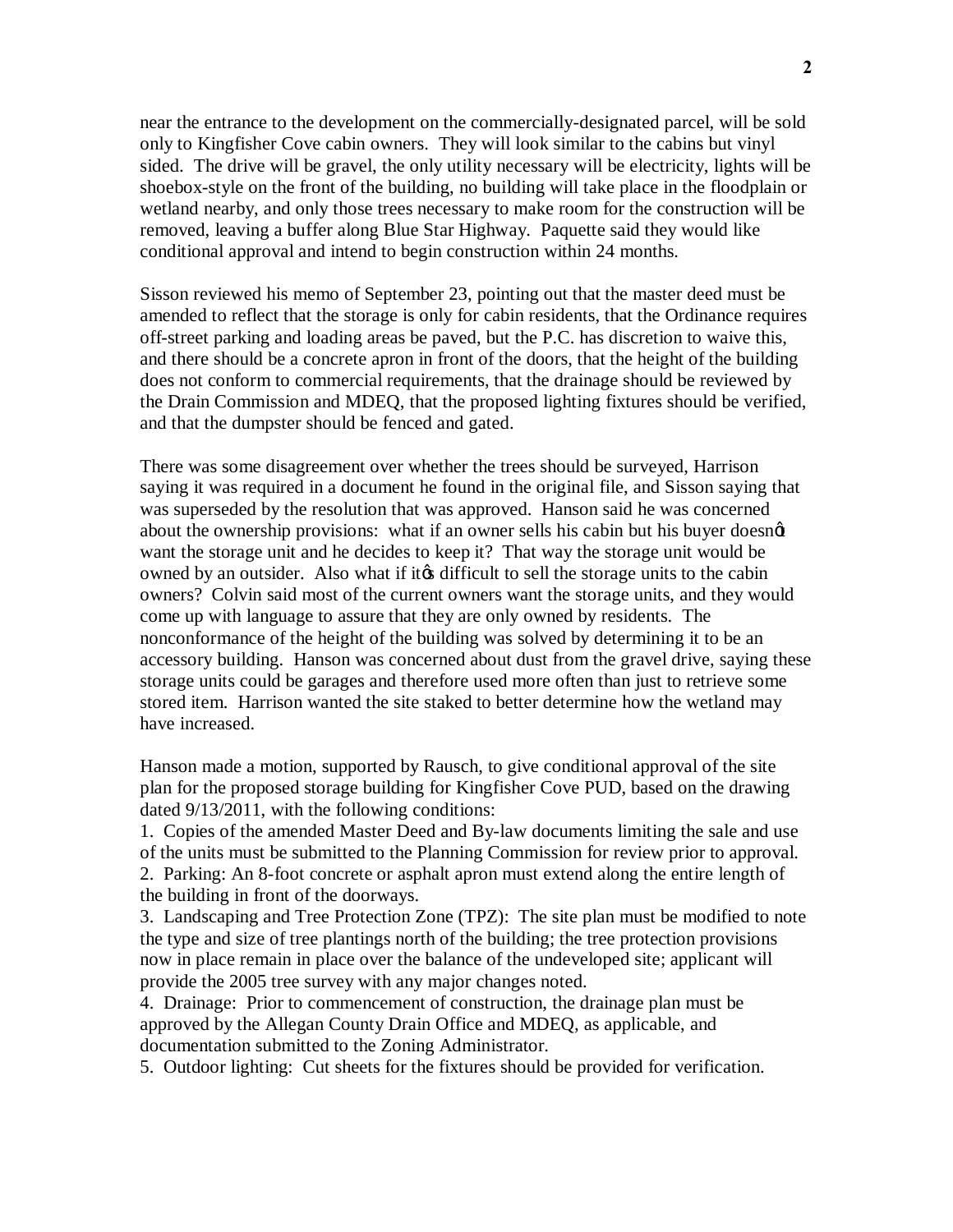near the entrance to the development on the commercially-designated parcel, will be sold only to Kingfisher Cove cabin owners. They will look similar to the cabins but vinyl sided. The drive will be gravel, the only utility necessary will be electricity, lights will be shoebox-style on the front of the building, no building will take place in the floodplain or wetland nearby, and only those trees necessary to make room for the construction will be removed, leaving a buffer along Blue Star Highway. Paquette said they would like conditional approval and intend to begin construction within 24 months.

Sisson reviewed his memo of September 23, pointing out that the master deed must be amended to reflect that the storage is only for cabin residents, that the Ordinance requires off-street parking and loading areas be paved, but the P.C. has discretion to waive this, and there should be a concrete apron in front of the doors, that the height of the building does not conform to commercial requirements, that the drainage should be reviewed by the Drain Commission and MDEQ, that the proposed lighting fixtures should be verified, and that the dumpster should be fenced and gated.

There was some disagreement over whether the trees should be surveyed, Harrison saying it was required in a document he found in the original file, and Sisson saying that was superseded by the resolution that was approved. Hanson said he was concerned about the ownership provisions: what if an owner sells his cabin but his buyer doesn't want the storage unit and he decides to keep it? That way the storage unit would be owned by an outsider. Also what if it's difficult to sell the storage units to the cabin owners? Colvin said most of the current owners want the storage units, and they would come up with language to assure that they are only owned by residents. The nonconformance of the height of the building was solved by determining it to be an accessory building. Hanson was concerned about dust from the gravel drive, saying these storage units could be garages and therefore used more often than just to retrieve some stored item. Harrison wanted the site staked to better determine how the wetland may have increased.

Hanson made a motion, supported by Rausch, to give conditional approval of the site plan for the proposed storage building for Kingfisher Cove PUD, based on the drawing dated 9/13/2011, with the following conditions:

1. Copies of the amended Master Deed and By-law documents limiting the sale and use of the units must be submitted to the Planning Commission for review prior to approval.
2. Parking: An 8-foot concrete or asphalt apron must extend along the entire length of the building in front of the doorways.
3. Landscaping and Tree Protection Zone (TPZ): The site plan must be modified to note the type and size of tree plantings north of the building; the tree protection provisions now in place remain in place over the balance of the undeveloped site; applicant will provide the 2005 tree survey with any major changes noted.
4. Drainage: Prior to commencement of construction, the drainage plan must be approved by the Allegan County Drain Office and MDEQ, as applicable, and documentation submitted to the Zoning Administrator.
5. Outdoor lighting: Cut sheets for the fixtures should be provided for verification.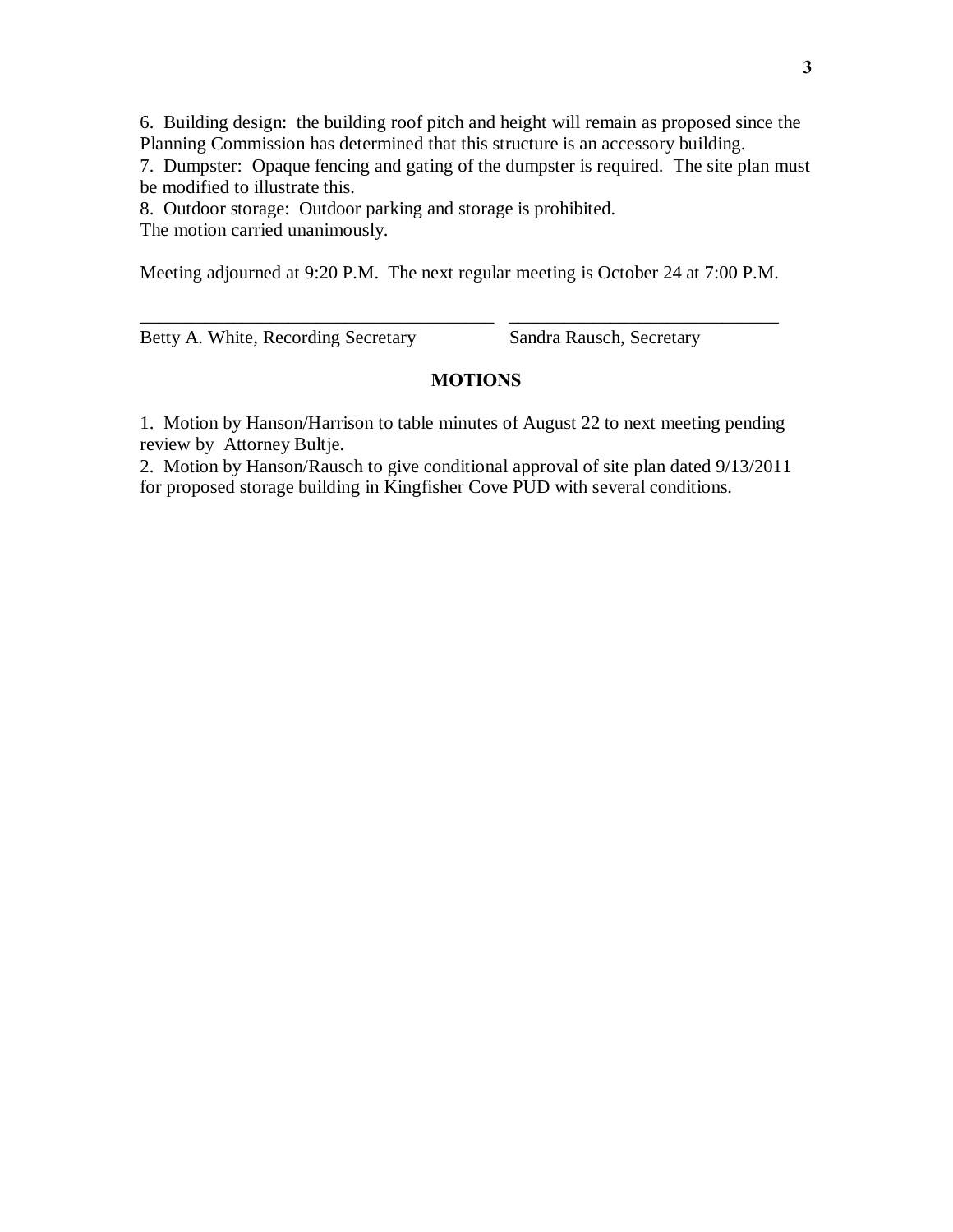6. Building design: the building roof pitch and height will remain as proposed since the Planning Commission has determined that this structure is an accessory building.
7. Dumpster: Opaque fencing and gating of the dumpster is required. The site plan must be modified to illustrate this.
8. Outdoor storage: Outdoor parking and storage is prohibited.
The motion carried unanimously.

Meeting adjourned at 9:20 P.M. The next regular meeting is October 24 at 7:00 P.M.

_______________________________________ _____________________________
Betty A. White, Recording Secretary Sandra Rausch, Secretary

**MOTIONS**

1. Motion by Hanson/Harrison to table minutes of August 22 to next meeting pending review by Attorney Bultje.
2. Motion by Hanson/Rausch to give conditional approval of site plan dated 9/13/2011 for proposed storage building in Kingfisher Cove PUD with several conditions.